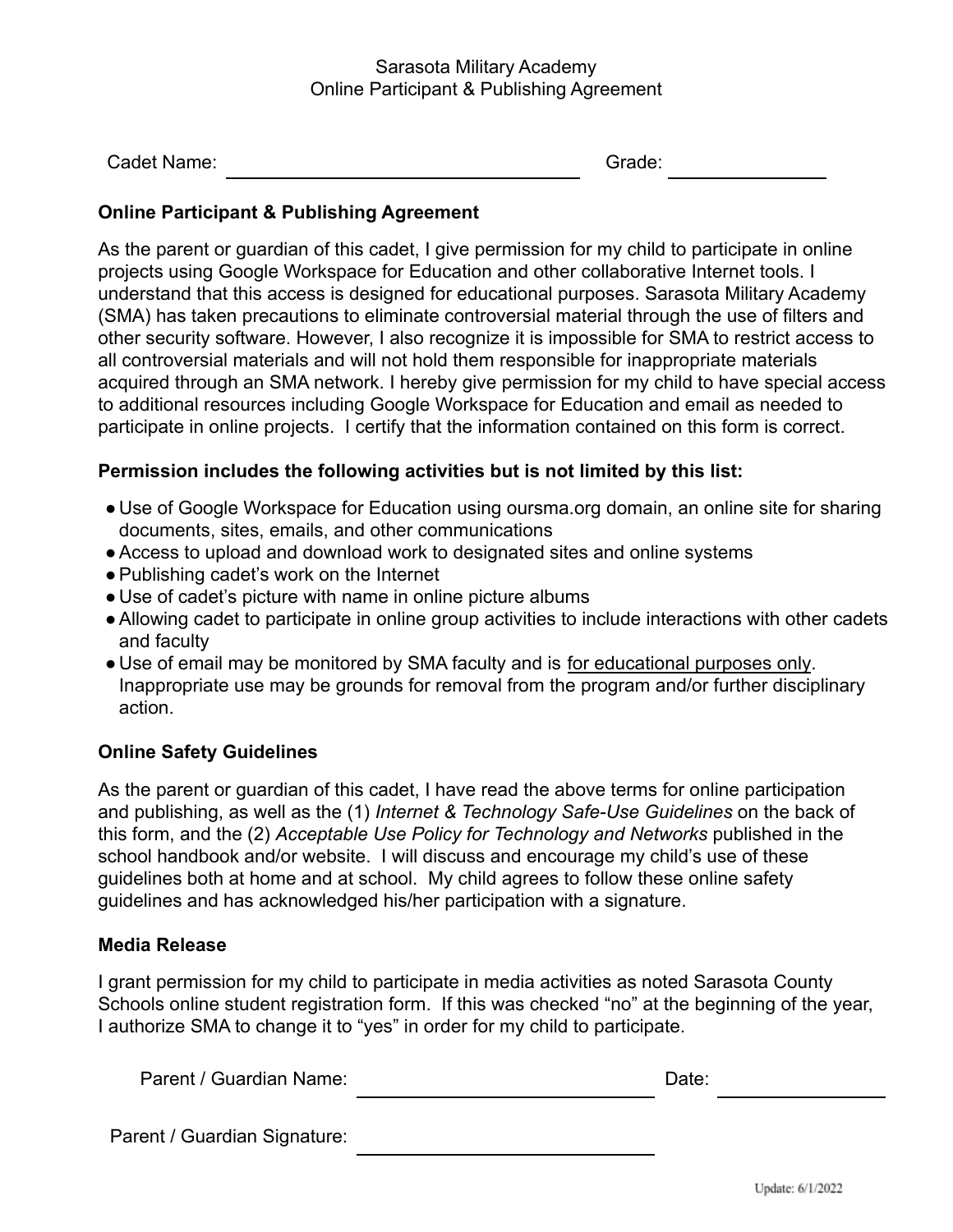Sarasota Military Academy
Online Participant & Publishing Agreement

Cadet Name: ______________________________ Grade: ______________

**Online Participant & Publishing Agreement**

As the parent or guardian of this cadet, I give permission for my child to participate in online projects using Google Workspace for Education and other collaborative Internet tools. I understand that this access is designed for educational purposes. Sarasota Military Academy (SMA) has taken precautions to eliminate controversial material through the use of filters and other security software. However, I also recognize it is impossible for SMA to restrict access to all controversial materials and will not hold them responsible for inappropriate materials acquired through an SMA network. I hereby give permission for my child to have special access to additional resources including Google Workspace for Education and email as needed to participate in online projects. I certify that the information contained on this form is correct.

**Permission includes the following activities but is not limited by this list:**

- Use of Google Workspace for Education using oursma.org domain, an online site for sharing documents, sites, emails, and other communications
- Access to upload and download work to designated sites and online systems
- Publishing cadet's work on the Internet
- Use of cadet's picture with name in online picture albums
- Allowing cadet to participate in online group activities to include interactions with other cadets and faculty
- Use of email may be monitored by SMA faculty and is <u>for educational purposes only</u>. Inappropriate use may be grounds for removal from the program and/or further disciplinary action.

**Online Safety Guidelines**

As the parent or guardian of this cadet, I have read the above terms for online participation and publishing, as well as the (1) *Internet & Technology Safe-Use Guidelines* on the back of this form, and the (2) *Acceptable Use Policy for Technology and Networks* published in the school handbook and/or website. I will discuss and encourage my child's use of these guidelines both at home and at school. My child agrees to follow these online safety guidelines and has acknowledged his/her participation with a signature.

**Media Release**

I grant permission for my child to participate in media activities as noted Sarasota County Schools online student registration form. If this was checked "no" at the beginning of the year, I authorize SMA to change it to "yes" in order for my child to participate.

Parent / Guardian Name: ______________________________ Date: ______________

Parent / Guardian Signature: ______________________________

Update: 6/1/2022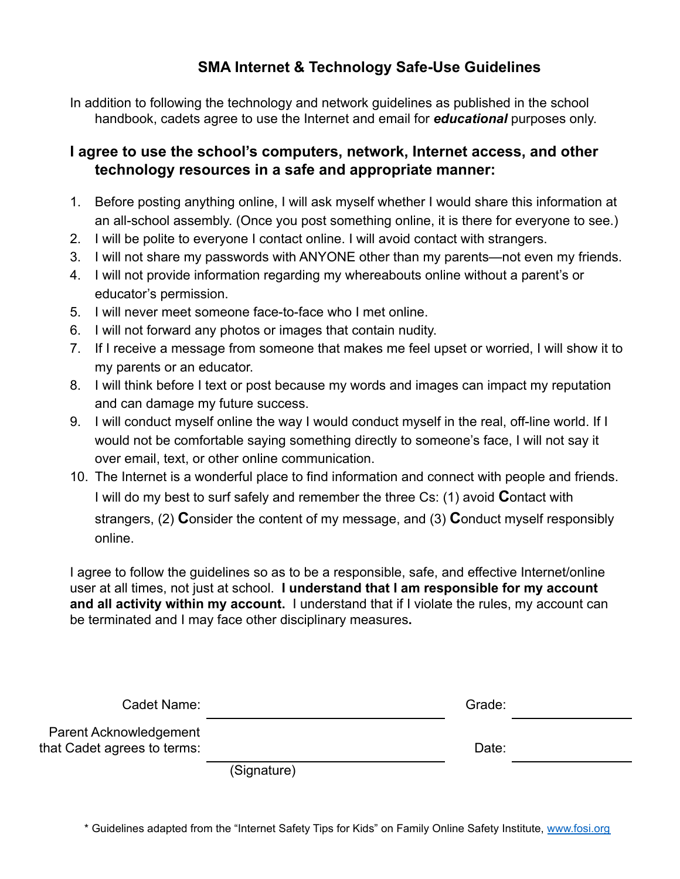# SMA Internet & Technology Safe-Use Guidelines

In addition to following the technology and network guidelines as published in the school handbook, cadets agree to use the Internet and email for ***educational*** purposes only.

## I agree to use the school's computers, network, Internet access, and other technology resources in a safe and appropriate manner:

1. Before posting anything online, I will ask myself whether I would share this information at an all-school assembly. (Once you post something online, it is there for everyone to see.)
2. I will be polite to everyone I contact online. I will avoid contact with strangers.
3. I will not share my passwords with ANYONE other than my parents—not even my friends.
4. I will not provide information regarding my whereabouts online without a parent's or educator's permission.
5. I will never meet someone face-to-face who I met online.
6. I will not forward any photos or images that contain nudity.
7. If I receive a message from someone that makes me feel upset or worried, I will show it to my parents or an educator.
8. I will think before I text or post because my words and images can impact my reputation and can damage my future success.
9. I will conduct myself online the way I would conduct myself in the real, off-line world. If I would not be comfortable saying something directly to someone's face, I will not say it over email, text, or other online communication.
10. The Internet is a wonderful place to find information and connect with people and friends. I will do my best to surf safely and remember the three Cs: (1) avoid **C**ontact with strangers, (2) **C**onsider the content of my message, and (3) **C**onduct myself responsibly online.

I agree to follow the guidelines so as to be a responsible, safe, and effective Internet/online user at all times, not just at school. **I understand that I am responsible for my account and all activity within my account.** I understand that if I violate the rules, my account can be terminated and I may face other disciplinary measures**.**

Cadet Name: ______________________________ Grade: ____________

Parent Acknowledgement that Cadet agrees to terms: ______________________________ Date: ____________

(Signature)

\* Guidelines adapted from the "Internet Safety Tips for Kids" on Family Online Safety Institute, www.fosi.org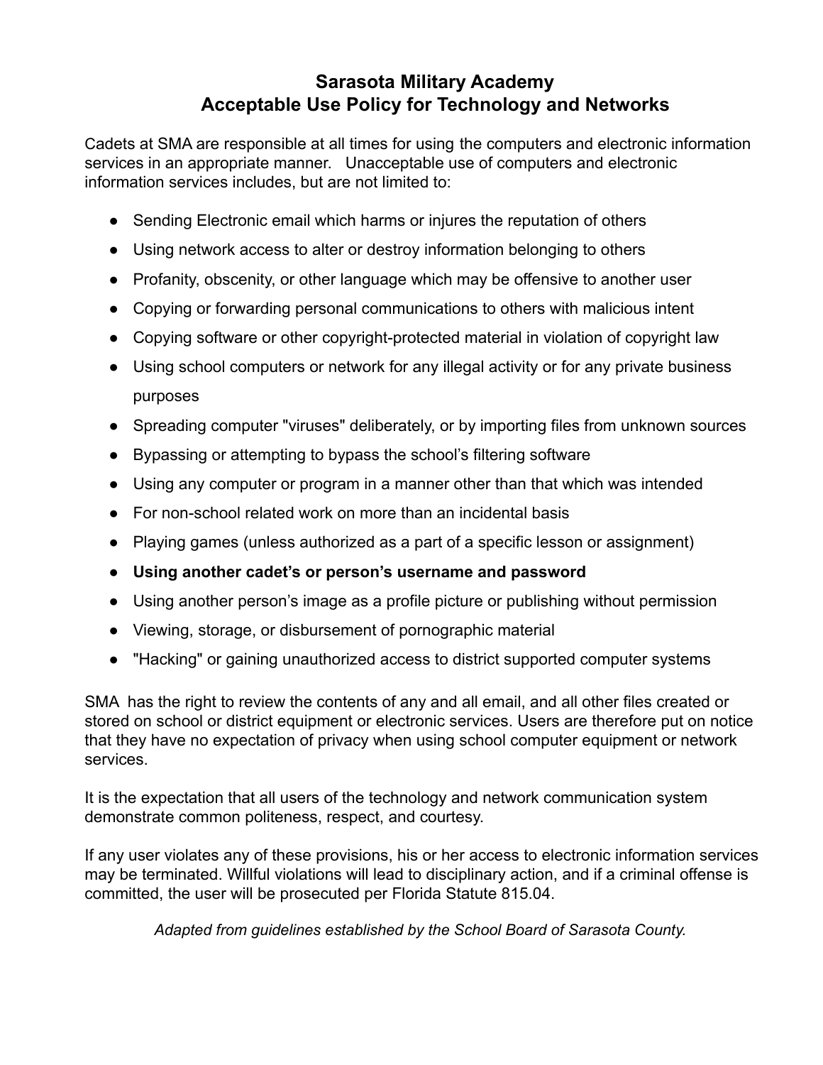# Sarasota Military Academy
## Acceptable Use Policy for Technology and Networks

Cadets at SMA are responsible at all times for using the computers and electronic information services in an appropriate manner. Unacceptable use of computers and electronic information services includes, but are not limited to:

- Sending Electronic email which harms or injures the reputation of others
- Using network access to alter or destroy information belonging to others
- Profanity, obscenity, or other language which may be offensive to another user
- Copying or forwarding personal communications to others with malicious intent
- Copying software or other copyright-protected material in violation of copyright law
- Using school computers or network for any illegal activity or for any private business purposes
- Spreading computer "viruses" deliberately, or by importing files from unknown sources
- Bypassing or attempting to bypass the school's filtering software
- Using any computer or program in a manner other than that which was intended
- For non-school related work on more than an incidental basis
- Playing games (unless authorized as a part of a specific lesson or assignment)
- **Using another cadet's or person's username and password**
- Using another person's image as a profile picture or publishing without permission
- Viewing, storage, or disbursement of pornographic material
- "Hacking" or gaining unauthorized access to district supported computer systems

SMA has the right to review the contents of any and all email, and all other files created or stored on school or district equipment or electronic services. Users are therefore put on notice that they have no expectation of privacy when using school computer equipment or network services.

It is the expectation that all users of the technology and network communication system demonstrate common politeness, respect, and courtesy.

If any user violates any of these provisions, his or her access to electronic information services may be terminated. Willful violations will lead to disciplinary action, and if a criminal offense is committed, the user will be prosecuted per Florida Statute 815.04.

*Adapted from guidelines established by the School Board of Sarasota County.*